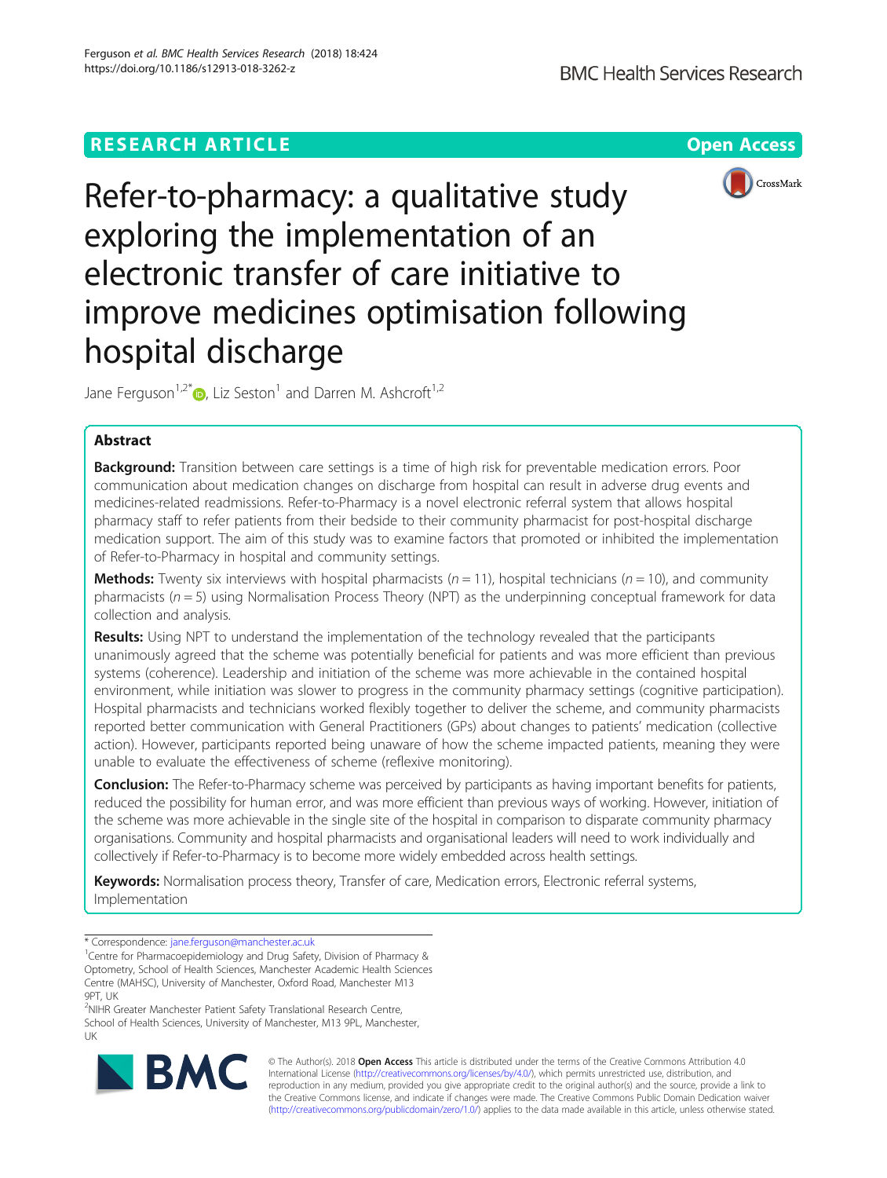RESEARCH ARTICLE

Open Access

# Refer-to-pharmacy: a qualitative study exploring the implementation of an electronic transfer of care initiative to improve medicines optimisation following hospital discharge

Jane Ferguson[1,2*], Liz Seston[1] and Darren M. Ashcroft[1,2]

## Abstract

**Background:** Transition between care settings is a time of high risk for preventable medication errors. Poor communication about medication changes on discharge from hospital can result in adverse drug events and medicines-related readmissions. Refer-to-Pharmacy is a novel electronic referral system that allows hospital pharmacy staff to refer patients from their bedside to their community pharmacist for post-hospital discharge medication support. The aim of this study was to examine factors that promoted or inhibited the implementation of Refer-to-Pharmacy in hospital and community settings.

**Methods:** Twenty six interviews with hospital pharmacists ($n = 11$), hospital technicians ($n = 10$), and community pharmacists ($n = 5$) using Normalisation Process Theory (NPT) as the underpinning conceptual framework for data collection and analysis.

**Results:** Using NPT to understand the implementation of the technology revealed that the participants unanimously agreed that the scheme was potentially beneficial for patients and was more efficient than previous systems (coherence). Leadership and initiation of the scheme was more achievable in the contained hospital environment, while initiation was slower to progress in the community pharmacy settings (cognitive participation). Hospital pharmacists and technicians worked flexibly together to deliver the scheme, and community pharmacists reported better communication with General Practitioners (GPs) about changes to patients' medication (collective action). However, participants reported being unaware of how the scheme impacted patients, meaning they were unable to evaluate the effectiveness of scheme (reflexive monitoring).

**Conclusion:** The Refer-to-Pharmacy scheme was perceived by participants as having important benefits for patients, reduced the possibility for human error, and was more efficient than previous ways of working. However, initiation of the scheme was more achievable in the single site of the hospital in comparison to disparate community pharmacy organisations. Community and hospital pharmacists and organisational leaders will need to work individually and collectively if Refer-to-Pharmacy is to become more widely embedded across health settings.

**Keywords:** Normalisation process theory, Transfer of care, Medication errors, Electronic referral systems, Implementation

\* Correspondence: jane.ferguson@manchester.ac.uk

[1]Centre for Pharmacoepidemiology and Drug Safety, Division of Pharmacy & Optometry, School of Health Sciences, Manchester Academic Health Sciences Centre (MAHSC), University of Manchester, Oxford Road, Manchester M13 9PT, UK

[2]NIHR Greater Manchester Patient Safety Translational Research Centre, School of Health Sciences, University of Manchester, M13 9PL, Manchester, UK

© The Author(s). 2018 **Open Access** This article is distributed under the terms of the Creative Commons Attribution 4.0 International License (http://creativecommons.org/licenses/by/4.0/), which permits unrestricted use, distribution, and reproduction in any medium, provided you give appropriate credit to the original author(s) and the source, provide a link to the Creative Commons license, and indicate if changes were made. The Creative Commons Public Domain Dedication waiver (http://creativecommons.org/publicdomain/zero/1.0/) applies to the data made available in this article, unless otherwise stated.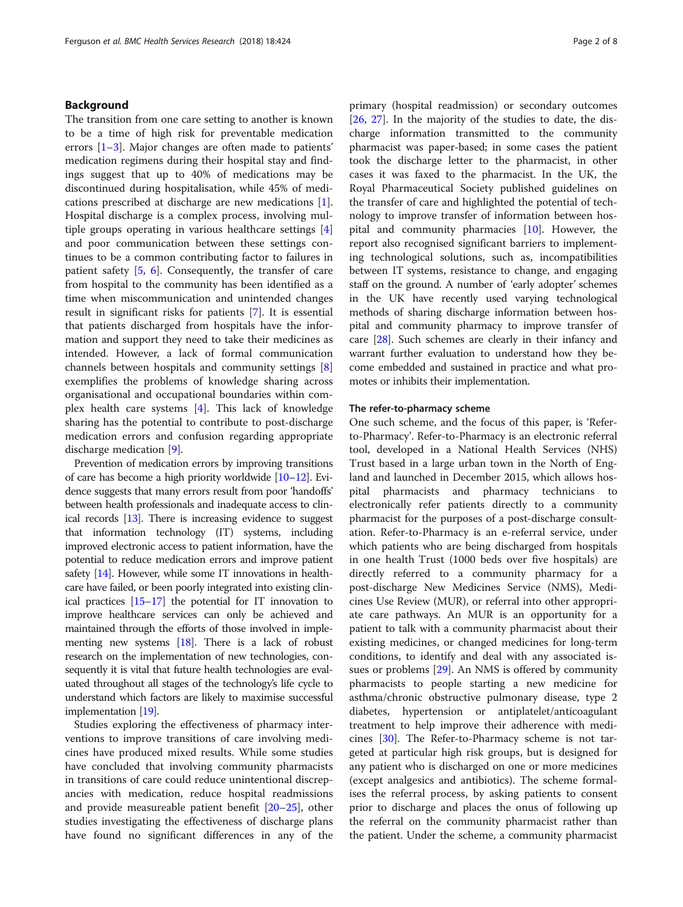## Background

The transition from one care setting to another is known to be a time of high risk for preventable medication errors [1–3]. Major changes are often made to patients' medication regimens during their hospital stay and findings suggest that up to 40% of medications may be discontinued during hospitalisation, while 45% of medications prescribed at discharge are new medications [1]. Hospital discharge is a complex process, involving multiple groups operating in various healthcare settings [4] and poor communication between these settings continues to be a common contributing factor to failures in patient safety [5, 6]. Consequently, the transfer of care from hospital to the community has been identified as a time when miscommunication and unintended changes result in significant risks for patients [7]. It is essential that patients discharged from hospitals have the information and support they need to take their medicines as intended. However, a lack of formal communication channels between hospitals and community settings [8] exemplifies the problems of knowledge sharing across organisational and occupational boundaries within complex health care systems [4]. This lack of knowledge sharing has the potential to contribute to post-discharge medication errors and confusion regarding appropriate discharge medication [9].

Prevention of medication errors by improving transitions of care has become a high priority worldwide [10–12]. Evidence suggests that many errors result from poor 'handoffs' between health professionals and inadequate access to clinical records [13]. There is increasing evidence to suggest that information technology (IT) systems, including improved electronic access to patient information, have the potential to reduce medication errors and improve patient safety [14]. However, while some IT innovations in healthcare have failed, or been poorly integrated into existing clinical practices [15–17] the potential for IT innovation to improve healthcare services can only be achieved and maintained through the efforts of those involved in implementing new systems [18]. There is a lack of robust research on the implementation of new technologies, consequently it is vital that future health technologies are evaluated throughout all stages of the technology's life cycle to understand which factors are likely to maximise successful implementation [19].

Studies exploring the effectiveness of pharmacy interventions to improve transitions of care involving medicines have produced mixed results. While some studies have concluded that involving community pharmacists in transitions of care could reduce unintentional discrepancies with medication, reduce hospital readmissions and provide measureable patient benefit [20–25], other studies investigating the effectiveness of discharge plans have found no significant differences in any of the primary (hospital readmission) or secondary outcomes [26, 27]. In the majority of the studies to date, the discharge information transmitted to the community pharmacist was paper-based; in some cases the patient took the discharge letter to the pharmacist, in other cases it was faxed to the pharmacist. In the UK, the Royal Pharmaceutical Society published guidelines on the transfer of care and highlighted the potential of technology to improve transfer of information between hospital and community pharmacies [10]. However, the report also recognised significant barriers to implementing technological solutions, such as, incompatibilities between IT systems, resistance to change, and engaging staff on the ground. A number of 'early adopter' schemes in the UK have recently used varying technological methods of sharing discharge information between hospital and community pharmacy to improve transfer of care [28]. Such schemes are clearly in their infancy and warrant further evaluation to understand how they become embedded and sustained in practice and what promotes or inhibits their implementation.

### The refer-to-pharmacy scheme

One such scheme, and the focus of this paper, is 'Refer-to-Pharmacy'. Refer-to-Pharmacy is an electronic referral tool, developed in a National Health Services (NHS) Trust based in a large urban town in the North of England and launched in December 2015, which allows hospital pharmacists and pharmacy technicians to electronically refer patients directly to a community pharmacist for the purposes of a post-discharge consultation. Refer-to-Pharmacy is an e-referral service, under which patients who are being discharged from hospitals in one health Trust (1000 beds over five hospitals) are directly referred to a community pharmacy for a post-discharge New Medicines Service (NMS), Medicines Use Review (MUR), or referral into other appropriate care pathways. An MUR is an opportunity for a patient to talk with a community pharmacist about their existing medicines, or changed medicines for long-term conditions, to identify and deal with any associated issues or problems [29]. An NMS is offered by community pharmacists to people starting a new medicine for asthma/chronic obstructive pulmonary disease, type 2 diabetes, hypertension or antiplatelet/anticoagulant treatment to help improve their adherence with medicines [30]. The Refer-to-Pharmacy scheme is not targeted at particular high risk groups, but is designed for any patient who is discharged on one or more medicines (except analgesics and antibiotics). The scheme formalises the referral process, by asking patients to consent prior to discharge and places the onus of following up the referral on the community pharmacist rather than the patient. Under the scheme, a community pharmacist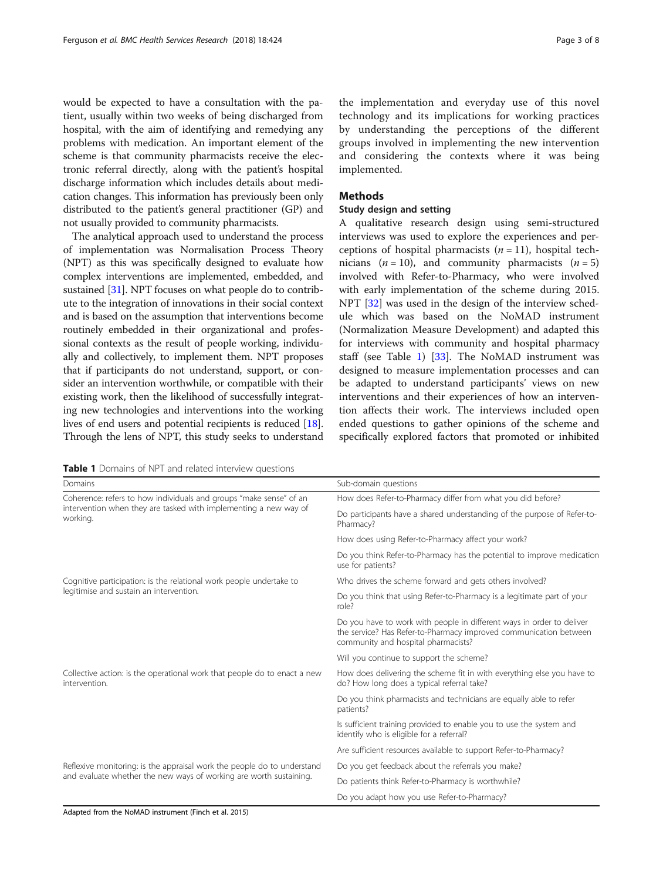would be expected to have a consultation with the patient, usually within two weeks of being discharged from hospital, with the aim of identifying and remedying any problems with medication. An important element of the scheme is that community pharmacists receive the electronic referral directly, along with the patient's hospital discharge information which includes details about medication changes. This information has previously been only distributed to the patient's general practitioner (GP) and not usually provided to community pharmacists.

The analytical approach used to understand the process of implementation was Normalisation Process Theory (NPT) as this was specifically designed to evaluate how complex interventions are implemented, embedded, and sustained [31]. NPT focuses on what people do to contribute to the integration of innovations in their social context and is based on the assumption that interventions become routinely embedded in their organizational and professional contexts as the result of people working, individually and collectively, to implement them. NPT proposes that if participants do not understand, support, or consider an intervention worthwhile, or compatible with their existing work, then the likelihood of successfully integrating new technologies and interventions into the working lives of end users and potential recipients is reduced [18]. Through the lens of NPT, this study seeks to understand the implementation and everyday use of this novel technology and its implications for working practices by understanding the perceptions of the different groups involved in implementing the new intervention and considering the contexts where it was being implemented.

## Methods

### Study design and setting

A qualitative research design using semi-structured interviews was used to explore the experiences and perceptions of hospital pharmacists ($n = 11$), hospital technicians ($n = 10$), and community pharmacists ($n = 5$) involved with Refer-to-Pharmacy, who were involved with early implementation of the scheme during 2015. NPT [32] was used in the design of the interview schedule which was based on the NoMAD instrument (Normalization Measure Development) and adapted this for interviews with community and hospital pharmacy staff (see Table 1) [33]. The NoMAD instrument was designed to measure implementation processes and can be adapted to understand participants' views on new interventions and their experiences of how an intervention affects their work. The interviews included open ended questions to gather opinions of the scheme and specifically explored factors that promoted or inhibited

**Table 1** Domains of NPT and related interview questions

| Domains | Sub-domain questions |
|---|---|
| Coherence: refers to how individuals and groups "make sense" of an intervention when they are tasked with implementing a new way of working. | How does Refer-to-Pharmacy differ from what you did before? |
| | Do participants have a shared understanding of the purpose of Refer-to-Pharmacy? |
| | How does using Refer-to-Pharmacy affect your work? |
| | Do you think Refer-to-Pharmacy has the potential to improve medication use for patients? |
| Cognitive participation: is the relational work people undertake to legitimise and sustain an intervention. | Who drives the scheme forward and gets others involved? |
| | Do you think that using Refer-to-Pharmacy is a legitimate part of your role? |
| | Do you have to work with people in different ways in order to deliver the service? Has Refer-to-Pharmacy improved communication between community and hospital pharmacists? |
| | Will you continue to support the scheme? |
| Collective action: is the operational work that people do to enact a new intervention. | How does delivering the scheme fit in with everything else you have to do? How long does a typical referral take? |
| | Do you think pharmacists and technicians are equally able to refer patients? |
| | Is sufficient training provided to enable you to use the system and identify who is eligible for a referral? |
| | Are sufficient resources available to support Refer-to-Pharmacy? |
| Reflexive monitoring: is the appraisal work the people do to understand and evaluate whether the new ways of working are worth sustaining. | Do you get feedback about the referrals you make? |
| | Do patients think Refer-to-Pharmacy is worthwhile? |
| | Do you adapt how you use Refer-to-Pharmacy? |

Adapted from the NoMAD instrument (Finch et al. 2015)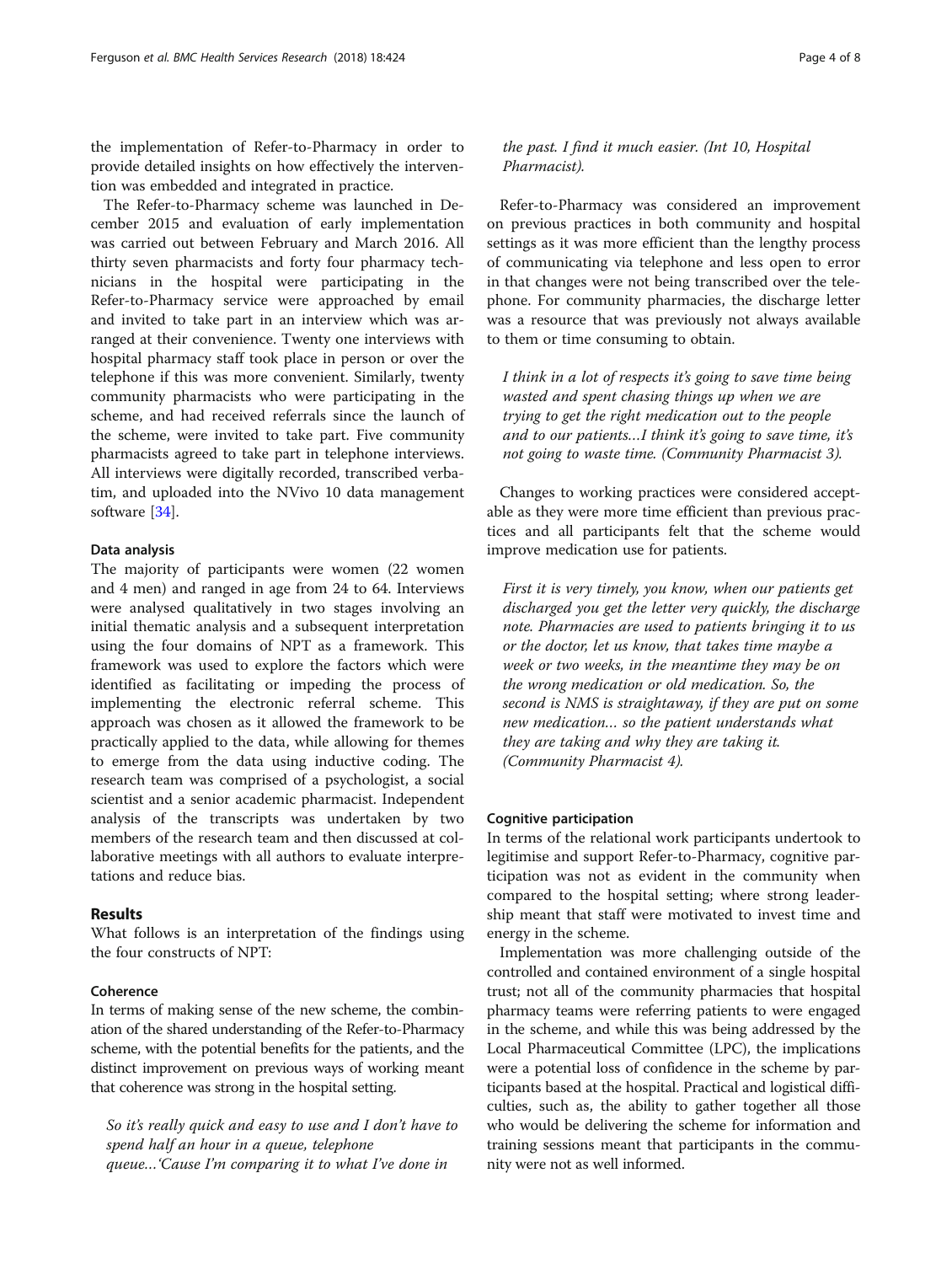the implementation of Refer-to-Pharmacy in order to provide detailed insights on how effectively the intervention was embedded and integrated in practice.

The Refer-to-Pharmacy scheme was launched in December 2015 and evaluation of early implementation was carried out between February and March 2016. All thirty seven pharmacists and forty four pharmacy technicians in the hospital were participating in the Refer-to-Pharmacy service were approached by email and invited to take part in an interview which was arranged at their convenience. Twenty one interviews with hospital pharmacy staff took place in person or over the telephone if this was more convenient. Similarly, twenty community pharmacists who were participating in the scheme, and had received referrals since the launch of the scheme, were invited to take part. Five community pharmacists agreed to take part in telephone interviews. All interviews were digitally recorded, transcribed verbatim, and uploaded into the NVivo 10 data management software [34].

### Data analysis

The majority of participants were women (22 women and 4 men) and ranged in age from 24 to 64. Interviews were analysed qualitatively in two stages involving an initial thematic analysis and a subsequent interpretation using the four domains of NPT as a framework. This framework was used to explore the factors which were identified as facilitating or impeding the process of implementing the electronic referral scheme. This approach was chosen as it allowed the framework to be practically applied to the data, while allowing for themes to emerge from the data using inductive coding. The research team was comprised of a psychologist, a social scientist and a senior academic pharmacist. Independent analysis of the transcripts was undertaken by two members of the research team and then discussed at collaborative meetings with all authors to evaluate interpretations and reduce bias.

## Results

What follows is an interpretation of the findings using the four constructs of NPT:

### Coherence

In terms of making sense of the new scheme, the combination of the shared understanding of the Refer-to-Pharmacy scheme, with the potential benefits for the patients, and the distinct improvement on previous ways of working meant that coherence was strong in the hospital setting.

> *So it's really quick and easy to use and I don't have to spend half an hour in a queue, telephone queue…'Cause I'm comparing it to what I've done in the past. I find it much easier. (Int 10, Hospital Pharmacist).*

Refer-to-Pharmacy was considered an improvement on previous practices in both community and hospital settings as it was more efficient than the lengthy process of communicating via telephone and less open to error in that changes were not being transcribed over the telephone. For community pharmacies, the discharge letter was a resource that was previously not always available to them or time consuming to obtain.

> *I think in a lot of respects it's going to save time being wasted and spent chasing things up when we are trying to get the right medication out to the people and to our patients…I think it's going to save time, it's not going to waste time. (Community Pharmacist 3).*

Changes to working practices were considered acceptable as they were more time efficient than previous practices and all participants felt that the scheme would improve medication use for patients.

> *First it is very timely, you know, when our patients get discharged you get the letter very quickly, the discharge note. Pharmacies are used to patients bringing it to us or the doctor, let us know, that takes time maybe a week or two weeks, in the meantime they may be on the wrong medication or old medication. So, the second is NMS is straightaway, if they are put on some new medication… so the patient understands what they are taking and why they are taking it. (Community Pharmacist 4).*

### Cognitive participation

In terms of the relational work participants undertook to legitimise and support Refer-to-Pharmacy, cognitive participation was not as evident in the community when compared to the hospital setting; where strong leadership meant that staff were motivated to invest time and energy in the scheme.

Implementation was more challenging outside of the controlled and contained environment of a single hospital trust; not all of the community pharmacies that hospital pharmacy teams were referring patients to were engaged in the scheme, and while this was being addressed by the Local Pharmaceutical Committee (LPC), the implications were a potential loss of confidence in the scheme by participants based at the hospital. Practical and logistical difficulties, such as, the ability to gather together all those who would be delivering the scheme for information and training sessions meant that participants in the community were not as well informed.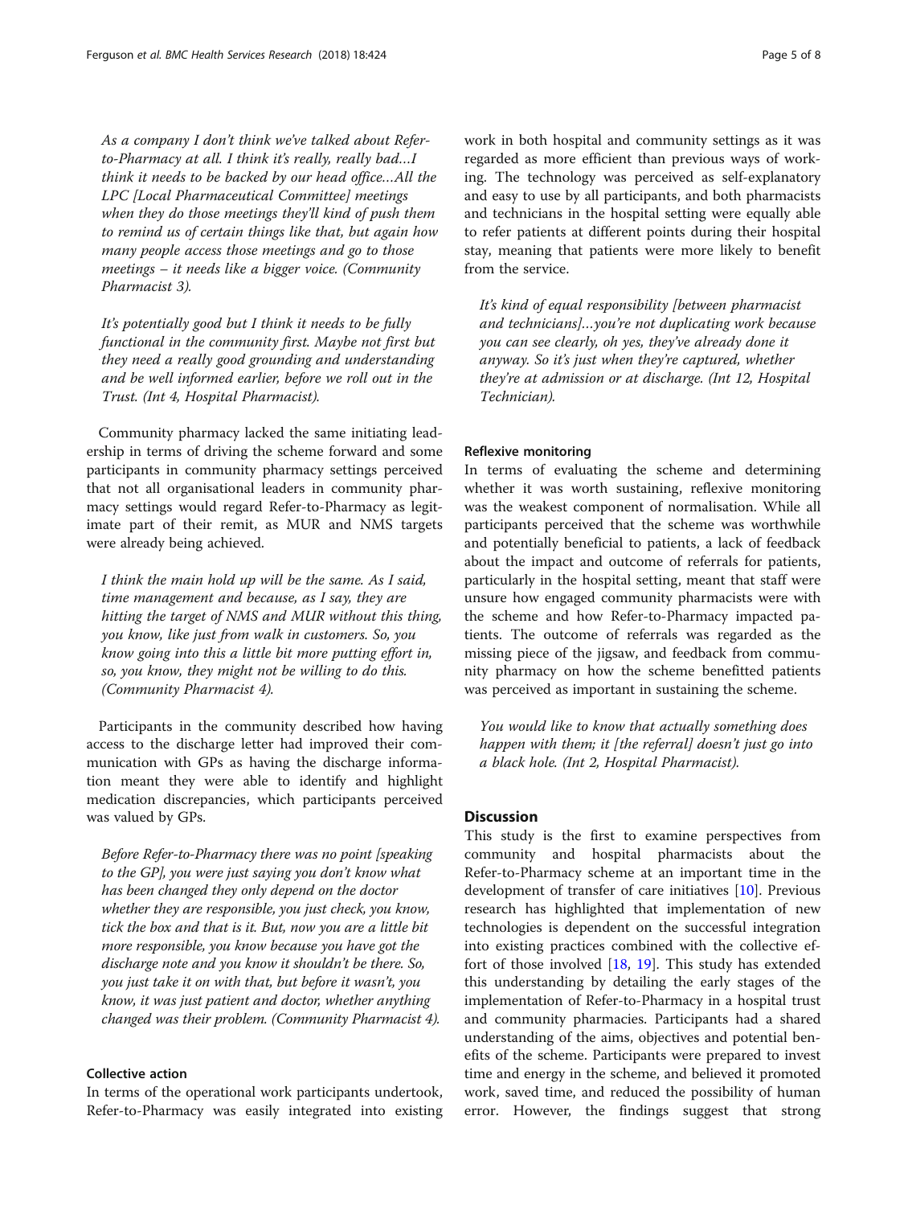*As a company I don't think we've talked about Refer-to-Pharmacy at all. I think it's really, really bad…I think it needs to be backed by our head office…All the LPC [Local Pharmaceutical Committee] meetings when they do those meetings they'll kind of push them to remind us of certain things like that, but again how many people access those meetings and go to those meetings – it needs like a bigger voice. (Community Pharmacist 3).*

*It's potentially good but I think it needs to be fully functional in the community first. Maybe not first but they need a really good grounding and understanding and be well informed earlier, before we roll out in the Trust. (Int 4, Hospital Pharmacist).*

Community pharmacy lacked the same initiating leadership in terms of driving the scheme forward and some participants in community pharmacy settings perceived that not all organisational leaders in community pharmacy settings would regard Refer-to-Pharmacy as legitimate part of their remit, as MUR and NMS targets were already being achieved.

*I think the main hold up will be the same. As I said, time management and because, as I say, they are hitting the target of NMS and MUR without this thing, you know, like just from walk in customers. So, you know going into this a little bit more putting effort in, so, you know, they might not be willing to do this. (Community Pharmacist 4).*

Participants in the community described how having access to the discharge letter had improved their communication with GPs as having the discharge information meant they were able to identify and highlight medication discrepancies, which participants perceived was valued by GPs.

*Before Refer-to-Pharmacy there was no point [speaking to the GP], you were just saying you don't know what has been changed they only depend on the doctor whether they are responsible, you just check, you know, tick the box and that is it. But, now you are a little bit more responsible, you know because you have got the discharge note and you know it shouldn't be there. So, you just take it on with that, but before it wasn't, you know, it was just patient and doctor, whether anything changed was their problem. (Community Pharmacist 4).*

#### Collective action

In terms of the operational work participants undertook, Refer-to-Pharmacy was easily integrated into existing work in both hospital and community settings as it was regarded as more efficient than previous ways of working. The technology was perceived as self-explanatory and easy to use by all participants, and both pharmacists and technicians in the hospital setting were equally able to refer patients at different points during their hospital stay, meaning that patients were more likely to benefit from the service.

*It's kind of equal responsibility [between pharmacist and technicians]…you're not duplicating work because you can see clearly, oh yes, they've already done it anyway. So it's just when they're captured, whether they're at admission or at discharge. (Int 12, Hospital Technician).*

#### Reflexive monitoring

In terms of evaluating the scheme and determining whether it was worth sustaining, reflexive monitoring was the weakest component of normalisation. While all participants perceived that the scheme was worthwhile and potentially beneficial to patients, a lack of feedback about the impact and outcome of referrals for patients, particularly in the hospital setting, meant that staff were unsure how engaged community pharmacists were with the scheme and how Refer-to-Pharmacy impacted patients. The outcome of referrals was regarded as the missing piece of the jigsaw, and feedback from community pharmacy on how the scheme benefitted patients was perceived as important in sustaining the scheme.

*You would like to know that actually something does happen with them; it [the referral] doesn't just go into a black hole. (Int 2, Hospital Pharmacist).*

## Discussion

This study is the first to examine perspectives from community and hospital pharmacists about the Refer-to-Pharmacy scheme at an important time in the development of transfer of care initiatives [10]. Previous research has highlighted that implementation of new technologies is dependent on the successful integration into existing practices combined with the collective effort of those involved [18, 19]. This study has extended this understanding by detailing the early stages of the implementation of Refer-to-Pharmacy in a hospital trust and community pharmacies. Participants had a shared understanding of the aims, objectives and potential benefits of the scheme. Participants were prepared to invest time and energy in the scheme, and believed it promoted work, saved time, and reduced the possibility of human error. However, the findings suggest that strong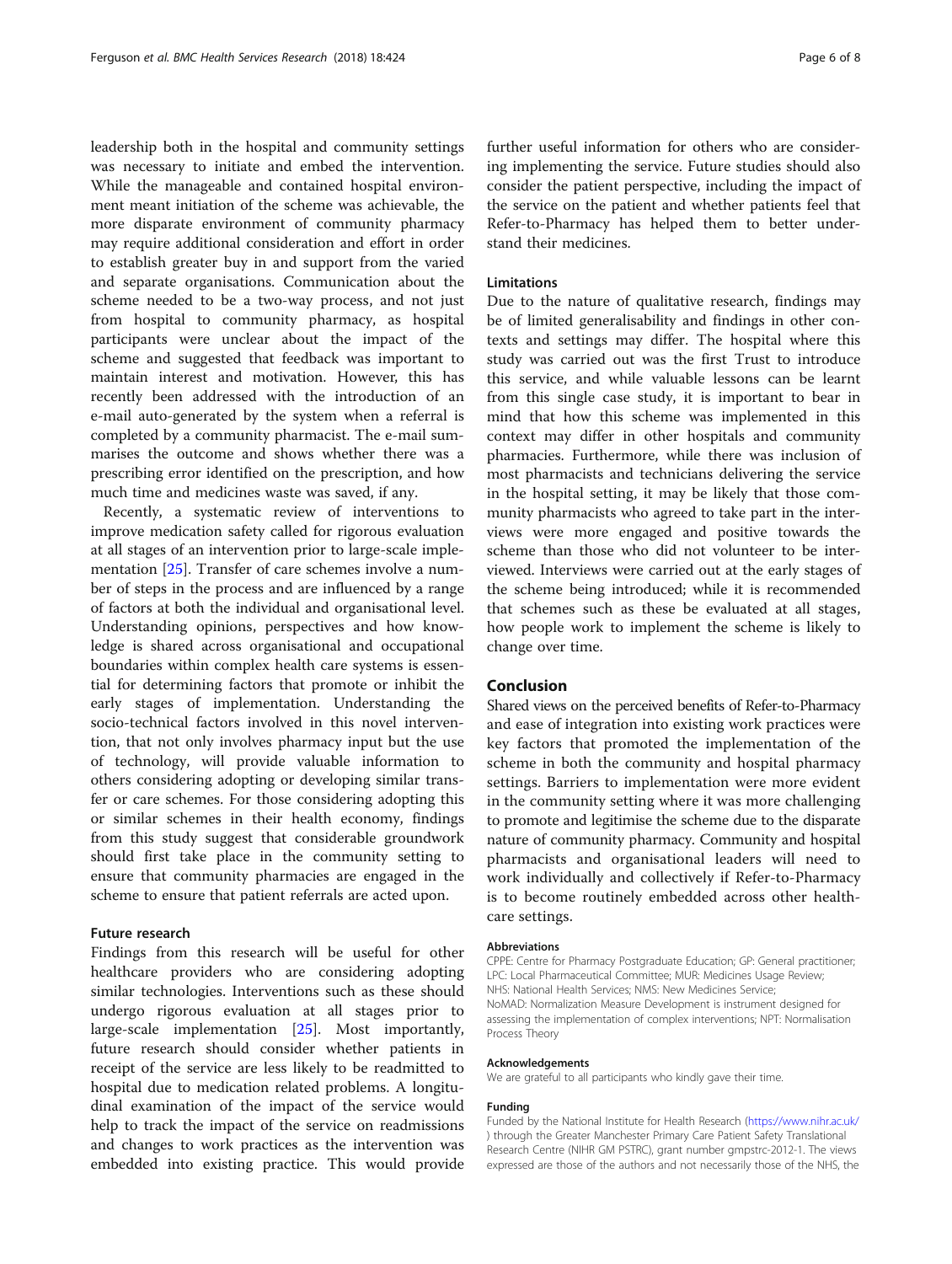leadership both in the hospital and community settings was necessary to initiate and embed the intervention. While the manageable and contained hospital environment meant initiation of the scheme was achievable, the more disparate environment of community pharmacy may require additional consideration and effort in order to establish greater buy in and support from the varied and separate organisations. Communication about the scheme needed to be a two-way process, and not just from hospital to community pharmacy, as hospital participants were unclear about the impact of the scheme and suggested that feedback was important to maintain interest and motivation. However, this has recently been addressed with the introduction of an e-mail auto-generated by the system when a referral is completed by a community pharmacist. The e-mail summarises the outcome and shows whether there was a prescribing error identified on the prescription, and how much time and medicines waste was saved, if any.

Recently, a systematic review of interventions to improve medication safety called for rigorous evaluation at all stages of an intervention prior to large-scale implementation [25]. Transfer of care schemes involve a number of steps in the process and are influenced by a range of factors at both the individual and organisational level. Understanding opinions, perspectives and how knowledge is shared across organisational and occupational boundaries within complex health care systems is essential for determining factors that promote or inhibit the early stages of implementation. Understanding the socio-technical factors involved in this novel intervention, that not only involves pharmacy input but the use of technology, will provide valuable information to others considering adopting or developing similar transfer or care schemes. For those considering adopting this or similar schemes in their health economy, findings from this study suggest that considerable groundwork should first take place in the community setting to ensure that community pharmacies are engaged in the scheme to ensure that patient referrals are acted upon.

### Future research

Findings from this research will be useful for other healthcare providers who are considering adopting similar technologies. Interventions such as these should undergo rigorous evaluation at all stages prior to large-scale implementation [25]. Most importantly, future research should consider whether patients in receipt of the service are less likely to be readmitted to hospital due to medication related problems. A longitudinal examination of the impact of the service would help to track the impact of the service on readmissions and changes to work practices as the intervention was embedded into existing practice. This would provide further useful information for others who are considering implementing the service. Future studies should also consider the patient perspective, including the impact of the service on the patient and whether patients feel that Refer-to-Pharmacy has helped them to better understand their medicines.

### Limitations

Due to the nature of qualitative research, findings may be of limited generalisability and findings in other contexts and settings may differ. The hospital where this study was carried out was the first Trust to introduce this service, and while valuable lessons can be learnt from this single case study, it is important to bear in mind that how this scheme was implemented in this context may differ in other hospitals and community pharmacies. Furthermore, while there was inclusion of most pharmacists and technicians delivering the service in the hospital setting, it may be likely that those community pharmacists who agreed to take part in the interviews were more engaged and positive towards the scheme than those who did not volunteer to be interviewed. Interviews were carried out at the early stages of the scheme being introduced; while it is recommended that schemes such as these be evaluated at all stages, how people work to implement the scheme is likely to change over time.

## Conclusion

Shared views on the perceived benefits of Refer-to-Pharmacy and ease of integration into existing work practices were key factors that promoted the implementation of the scheme in both the community and hospital pharmacy settings. Barriers to implementation were more evident in the community setting where it was more challenging to promote and legitimise the scheme due to the disparate nature of community pharmacy. Community and hospital pharmacists and organisational leaders will need to work individually and collectively if Refer-to-Pharmacy is to become routinely embedded across other healthcare settings.

#### Abbreviations

CPPE: Centre for Pharmacy Postgraduate Education; GP: General practitioner; LPC: Local Pharmaceutical Committee; MUR: Medicines Usage Review; NHS: National Health Services; NMS: New Medicines Service; NoMAD: Normalization Measure Development is instrument designed for assessing the implementation of complex interventions; NPT: Normalisation Process Theory

#### Acknowledgements

We are grateful to all participants who kindly gave their time.

#### Funding

Funded by the National Institute for Health Research (https://www.nihr.ac.uk/) through the Greater Manchester Primary Care Patient Safety Translational Research Centre (NIHR GM PSTRC), grant number gmpstrc-2012-1. The views expressed are those of the authors and not necessarily those of the NHS, the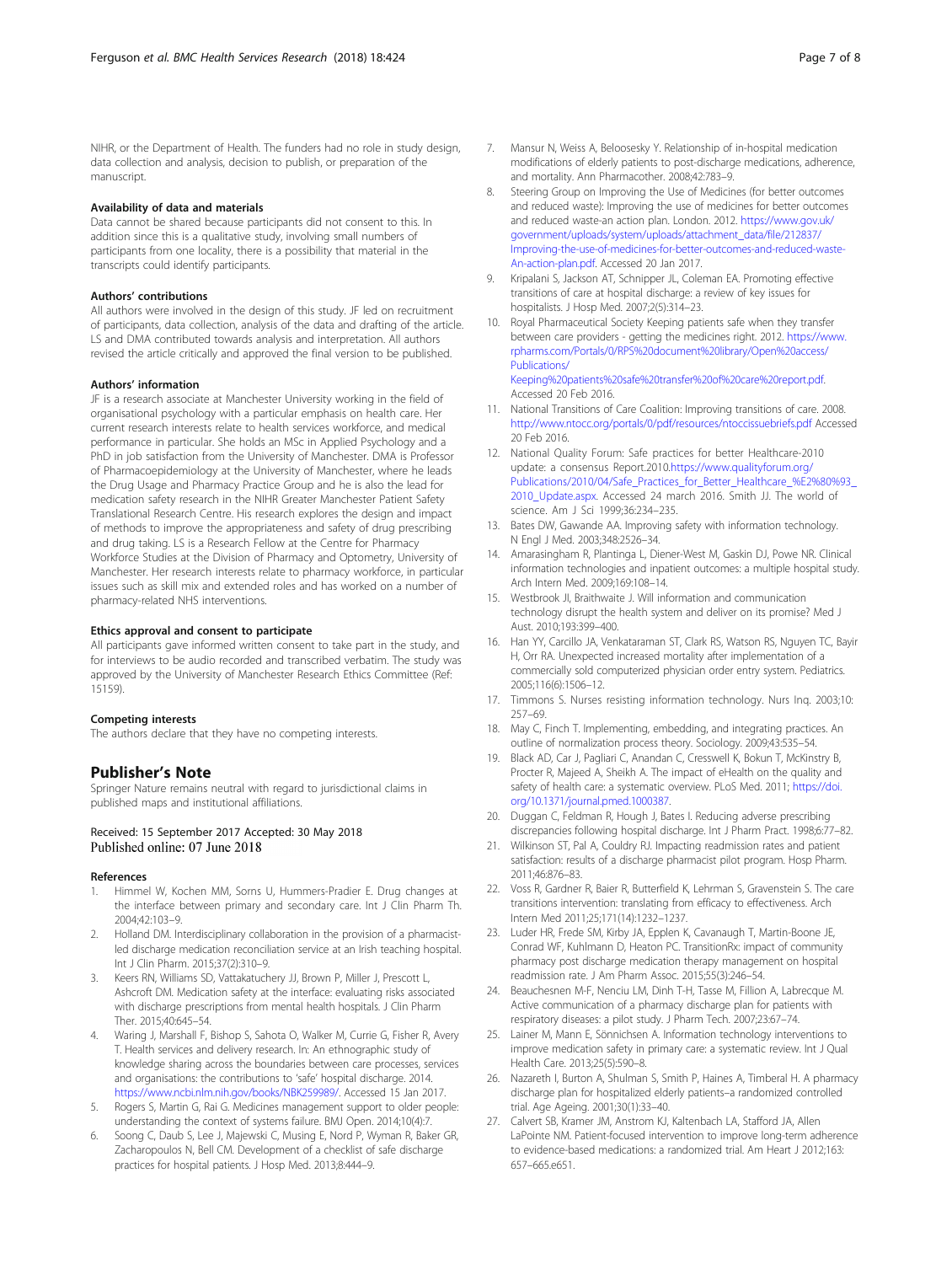NIHR, or the Department of Health. The funders had no role in study design, data collection and analysis, decision to publish, or preparation of the manuscript.

#### Availability of data and materials

Data cannot be shared because participants did not consent to this. In addition since this is a qualitative study, involving small numbers of participants from one locality, there is a possibility that material in the transcripts could identify participants.

#### Authors' contributions

All authors were involved in the design of this study. JF led on recruitment of participants, data collection, analysis of the data and drafting of the article. LS and DMA contributed towards analysis and interpretation. All authors revised the article critically and approved the final version to be published.

#### Authors' information

JF is a research associate at Manchester University working in the field of organisational psychology with a particular emphasis on health care. Her current research interests relate to health services workforce, and medical performance in particular. She holds an MSc in Applied Psychology and a PhD in job satisfaction from the University of Manchester. DMA is Professor of Pharmacoepidemiology at the University of Manchester, where he leads the Drug Usage and Pharmacy Practice Group and he is also the lead for medication safety research in the NIHR Greater Manchester Patient Safety Translational Research Centre. His research explores the design and impact of methods to improve the appropriateness and safety of drug prescribing and drug taking. LS is a Research Fellow at the Centre for Pharmacy Workforce Studies at the Division of Pharmacy and Optometry, University of Manchester. Her research interests relate to pharmacy workforce, in particular issues such as skill mix and extended roles and has worked on a number of pharmacy-related NHS interventions.

#### Ethics approval and consent to participate

All participants gave informed written consent to take part in the study, and for interviews to be audio recorded and transcribed verbatim. The study was approved by the University of Manchester Research Ethics Committee (Ref: 15159).

#### Competing interests

The authors declare that they have no competing interests.

## Publisher's Note

Springer Nature remains neutral with regard to jurisdictional claims in published maps and institutional affiliations.

Received: 15 September 2017 Accepted: 30 May 2018
Published online: 07 June 2018

#### References

1. Himmel W, Kochen MM, Sorns U, Hummers-Pradier E. Drug changes at the interface between primary and secondary care. Int J Clin Pharm Th. 2004;42:103–9.
2. Holland DM. Interdisciplinary collaboration in the provision of a pharmacist-led discharge medication reconciliation service at an Irish teaching hospital. Int J Clin Pharm. 2015;37(2):310–9.
3. Keers RN, Williams SD, Vattakatuchery JJ, Brown P, Miller J, Prescott L, Ashcroft DM. Medication safety at the interface: evaluating risks associated with discharge prescriptions from mental health hospitals. J Clin Pharm Ther. 2015;40:645–54.
4. Waring J, Marshall F, Bishop S, Sahota O, Walker M, Currie G, Fisher R, Avery T. Health services and delivery research. In: An ethnographic study of knowledge sharing across the boundaries between care processes, services and organisations: the contributions to 'safe' hospital discharge. 2014. https://www.ncbi.nlm.nih.gov/books/NBK259989/. Accessed 15 Jan 2017.
5. Rogers S, Martin G, Rai G. Medicines management support to older people: understanding the context of systems failure. BMJ Open. 2014;10(4):7.
6. Soong C, Daub S, Lee J, Majewski C, Musing E, Nord P, Wyman R, Baker GR, Zacharopoulos N, Bell CM. Development of a checklist of safe discharge practices for hospital patients. J Hosp Med. 2013;8:444–9.
7. Mansur N, Weiss A, Beloosesky Y. Relationship of in-hospital medication modifications of elderly patients to post-discharge medications, adherence, and mortality. Ann Pharmacother. 2008;42:783–9.
8. Steering Group on Improving the Use of Medicines (for better outcomes and reduced waste): Improving the use of medicines for better outcomes and reduced waste-an action plan. London. 2012. https://www.gov.uk/government/uploads/system/uploads/attachment_data/file/212837/Improving-the-use-of-medicines-for-better-outcomes-and-reduced-waste-An-action-plan.pdf. Accessed 20 Jan 2017.
9. Kripalani S, Jackson AT, Schnipper JL, Coleman EA. Promoting effective transitions of care at hospital discharge: a review of key issues for hospitalists. J Hosp Med. 2007;2(5):314–23.
10. Royal Pharmaceutical Society Keeping patients safe when they transfer between care providers - getting the medicines right. 2012. https://www.rpharms.com/Portals/0/RPS%20document%20library/Open%20access/Publications/Keeping%20patients%20safe%20transfer%20of%20care%20report.pdf. Accessed 20 Feb 2016.
11. National Transitions of Care Coalition: Improving transitions of care. 2008. http://www.ntocc.org/portals/0/pdf/resources/ntoccissuebriefs.pdf Accessed 20 Feb 2016.
12. National Quality Forum: Safe practices for better Healthcare-2010 update: a consensus Report.2010.https://www.qualityforum.org/Publications/2010/04/Safe_Practices_for_Better_Healthcare_%E2%80%93_2010_Update.aspx. Accessed 24 march 2016. Smith JJ. The world of science. Am J Sci 1999;36:234–235.
13. Bates DW, Gawande AA. Improving safety with information technology. N Engl J Med. 2003;348:2526–34.
14. Amarasingham R, Plantinga L, Diener-West M, Gaskin DJ, Powe NR. Clinical information technologies and inpatient outcomes: a multiple hospital study. Arch Intern Med. 2009;169:108–14.
15. Westbrook JI, Braithwaite J. Will information and communication technology disrupt the health system and deliver on its promise? Med J Aust. 2010;193:399–400.
16. Han YY, Carcillo JA, Venkataraman ST, Clark RS, Watson RS, Nguyen TC, Bayir H, Orr RA. Unexpected increased mortality after implementation of a commercially sold computerized physician order entry system. Pediatrics. 2005;116(6):1506–12.
17. Timmons S. Nurses resisting information technology. Nurs Inq. 2003;10: 257–69.
18. May C, Finch T. Implementing, embedding, and integrating practices. An outline of normalization process theory. Sociology. 2009;43:535–54.
19. Black AD, Car J, Pagliari C, Anandan C, Cresswell K, Bokun T, McKinstry B, Procter R, Majeed A, Sheikh A. The impact of eHealth on the quality and safety of health care: a systematic overview. PLoS Med. 2011; https://doi.org/10.1371/journal.pmed.1000387.
20. Duggan C, Feldman R, Hough J, Bates I. Reducing adverse prescribing discrepancies following hospital discharge. Int J Pharm Pract. 1998;6:77–82.
21. Wilkinson ST, Pal A, Couldry RJ. Impacting readmission rates and patient satisfaction: results of a discharge pharmacist pilot program. Hosp Pharm. 2011;46:876–83.
22. Voss R, Gardner R, Baier R, Butterfield K, Lehrman S, Gravenstein S. The care transitions intervention: translating from efficacy to effectiveness. Arch Intern Med 2011;25;171(14):1232–1237.
23. Luder HR, Frede SM, Kirby JA, Epplen K, Cavanaugh T, Martin-Boone JE, Conrad WF, Kuhlmann D, Heaton PC. TransitionRx: impact of community pharmacy post discharge medication therapy management on hospital readmission rate. J Am Pharm Assoc. 2015;55(3):246–54.
24. Beauchesnen M-F, Nenciu LM, Dinh T-H, Tasse M, Fillion A, Labrecque M. Active communication of a pharmacy discharge plan for patients with respiratory diseases: a pilot study. J Pharm Tech. 2007;23:67–74.
25. Lainer M, Mann E, Sönnichsen A. Information technology interventions to improve medication safety in primary care: a systematic review. Int J Qual Health Care. 2013;25(5):590–8.
26. Nazareth I, Burton A, Shulman S, Smith P, Haines A, Timberal H. A pharmacy discharge plan for hospitalized elderly patients–a randomized controlled trial. Age Ageing. 2001;30(1):33–40.
27. Calvert SB, Kramer JM, Anstrom KJ, Kaltenbach LA, Stafford JA, Allen LaPointe NM. Patient-focused intervention to improve long-term adherence to evidence-based medications: a randomized trial. Am Heart J 2012;163: 657–665.e651.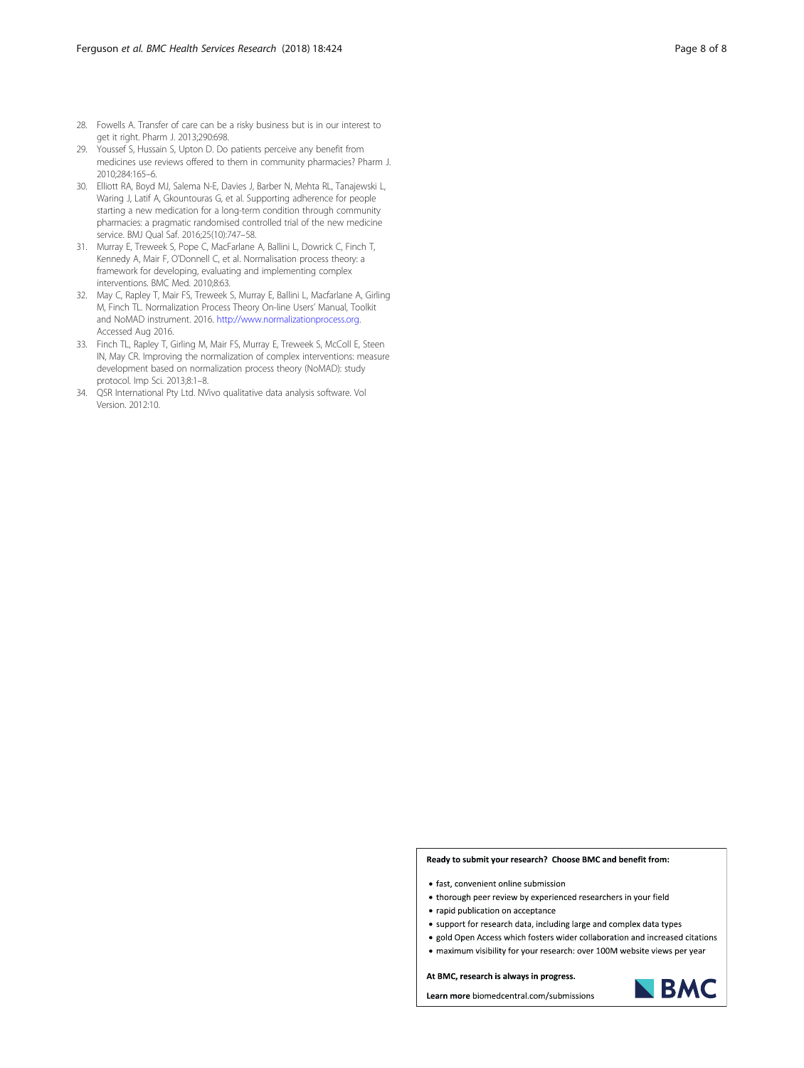28. Fowells A. Transfer of care can be a risky business but is in our interest to get it right. Pharm J. 2013;290:698.
29. Youssef S, Hussain S, Upton D. Do patients perceive any benefit from medicines use reviews offered to them in community pharmacies? Pharm J. 2010;284:165–6.
30. Elliott RA, Boyd MJ, Salema N-E, Davies J, Barber N, Mehta RL, Tanajewski L, Waring J, Latif A, Gkountouras G, et al. Supporting adherence for people starting a new medication for a long-term condition through community pharmacies: a pragmatic randomised controlled trial of the new medicine service. BMJ Qual Saf. 2016;25(10):747–58.
31. Murray E, Treweek S, Pope C, MacFarlane A, Ballini L, Dowrick C, Finch T, Kennedy A, Mair F, O'Donnell C, et al. Normalisation process theory: a framework for developing, evaluating and implementing complex interventions. BMC Med. 2010;8:63.
32. May C, Rapley T, Mair FS, Treweek S, Murray E, Ballini L, Macfarlane A, Girling M, Finch TL. Normalization Process Theory On-line Users' Manual, Toolkit and NoMAD instrument. 2016. http://www.normalizationprocess.org. Accessed Aug 2016.
33. Finch TL, Rapley T, Girling M, Mair FS, Murray E, Treweek S, McColl E, Steen IN, May CR. Improving the normalization of complex interventions: measure development based on normalization process theory (NoMAD): study protocol. Imp Sci. 2013;8:1–8.
34. QSR International Pty Ltd. NVivo qualitative data analysis software. Vol Version. 2012:10.